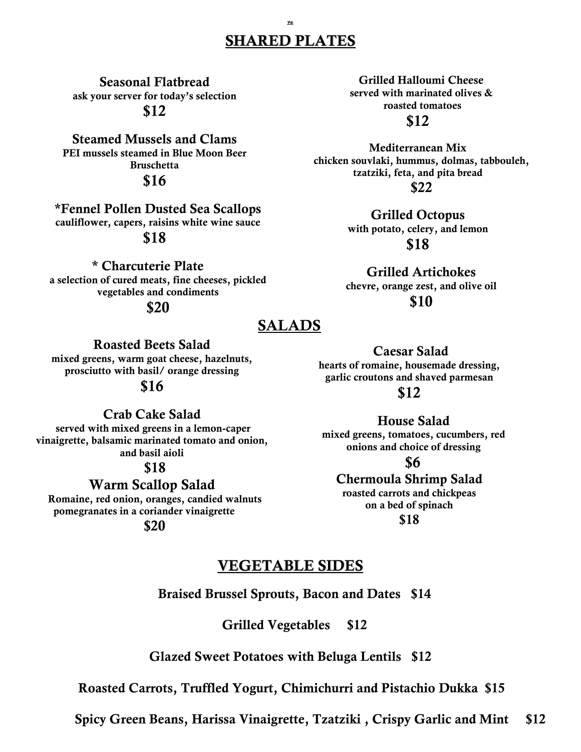## SHARED PLATES

**Seasonal Flatbread**
ask your server for today's selection
**$12**

**Steamed Mussels and Clams**
PEI mussels steamed in Blue Moon Beer
Bruschetta
**$16**

**\*Fennel Pollen Dusted Sea Scallops**
cauliflower, capers, raisins white wine sauce
**$18**

**\* Charcuterie Plate**
a selection of cured meats, fine cheeses, pickled vegetables and condiments
**$20**

**Grilled Halloumi Cheese**
served with marinated olives & roasted tomatoes
**$12**

**Mediterranean Mix**
chicken souvlaki, hummus, dolmas, tabbouleh, tzatziki, feta, and pita bread
**$22**

**Grilled Octopus**
with potato, celery, and lemon
**$18**

**Grilled Artichokes**
chevre, orange zest, and olive oil
**$10**

## SALADS

**Roasted Beets Salad**
mixed greens, warm goat cheese, hazelnuts, prosciutto with basil/ orange dressing
**$16**

**Crab Cake Salad**
served with mixed greens in a lemon-caper vinaigrette, balsamic marinated tomato and onion, and basil aioli
**$18**

**Warm Scallop Salad**
Romaine, red onion, oranges, candied walnuts pomegranates in a coriander vinaigrette
**$20**

**Caesar Salad**
hearts of romaine, housemade dressing, garlic croutons and shaved parmesan
**$12**

**House Salad**
mixed greens, tomatoes, cucumbers, red onions and choice of dressing
**$6**

**Chermoula Shrimp Salad**
roasted carrots and chickpeas on a bed of spinach
**$18**

## VEGETABLE SIDES

**Braised Brussel Sprouts, Bacon and Dates $14**

**Grilled Vegetables $12**

**Glazed Sweet Potatoes with Beluga Lentils $12**

**Roasted Carrots, Truffled Yogurt, Chimichurri and Pistachio Dukka $15**

**Spicy Green Beans, Harissa Vinaigrette, Tzatziki , Crispy Garlic and Mint $12**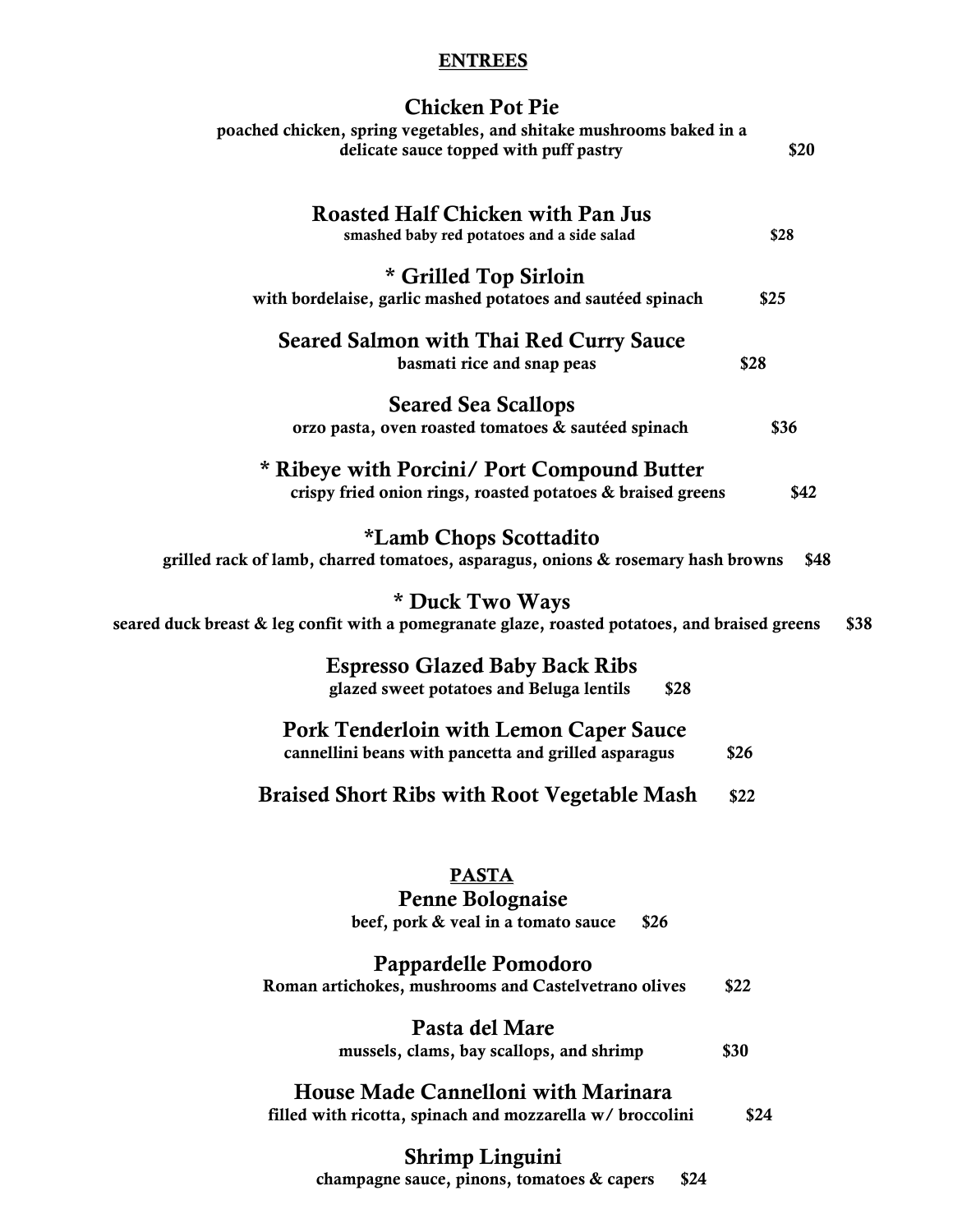## ENTREES

### Chicken Pot Pie
**poached chicken, spring vegetables, and shitake mushrooms baked in a delicate sauce topped with puff pastry** **$20**

### Roasted Half Chicken with Pan Jus
**smashed baby red potatoes and a side salad** **$28**

### * Grilled Top Sirloin
**with bordelaise, garlic mashed potatoes and sautéed spinach** **$25**

### Seared Salmon with Thai Red Curry Sauce
**basmati rice and snap peas** **$28**

### Seared Sea Scallops
**orzo pasta, oven roasted tomatoes & sautéed spinach** **$36**

### * Ribeye with Porcini/ Port Compound Butter
**crispy fried onion rings, roasted potatoes & braised greens** **$42**

### *Lamb Chops Scottadito
**grilled rack of lamb, charred tomatoes, asparagus, onions & rosemary hash browns** **$48**

### * Duck Two Ways
**seared duck breast & leg confit with a pomegranate glaze, roasted potatoes, and braised greens** **$38**

### Espresso Glazed Baby Back Ribs
**glazed sweet potatoes and Beluga lentils** **$28**

### Pork Tenderloin with Lemon Caper Sauce
**cannellini beans with pancetta and grilled asparagus** **$26**

### Braised Short Ribs with Root Vegetable Mash **$22**

## PASTA

### Penne Bolognaise
**beef, pork & veal in a tomato sauce** **$26**

### Pappardelle Pomodoro
**Roman artichokes, mushrooms and Castelvetrano olives** **$22**

### Pasta del Mare
**mussels, clams, bay scallops, and shrimp** **$30**

### House Made Cannelloni with Marinara
**filled with ricotta, spinach and mozzarella w/ broccolini** **$24**

### Shrimp Linguini
**champagne sauce, pinons, tomatoes & capers** **$24**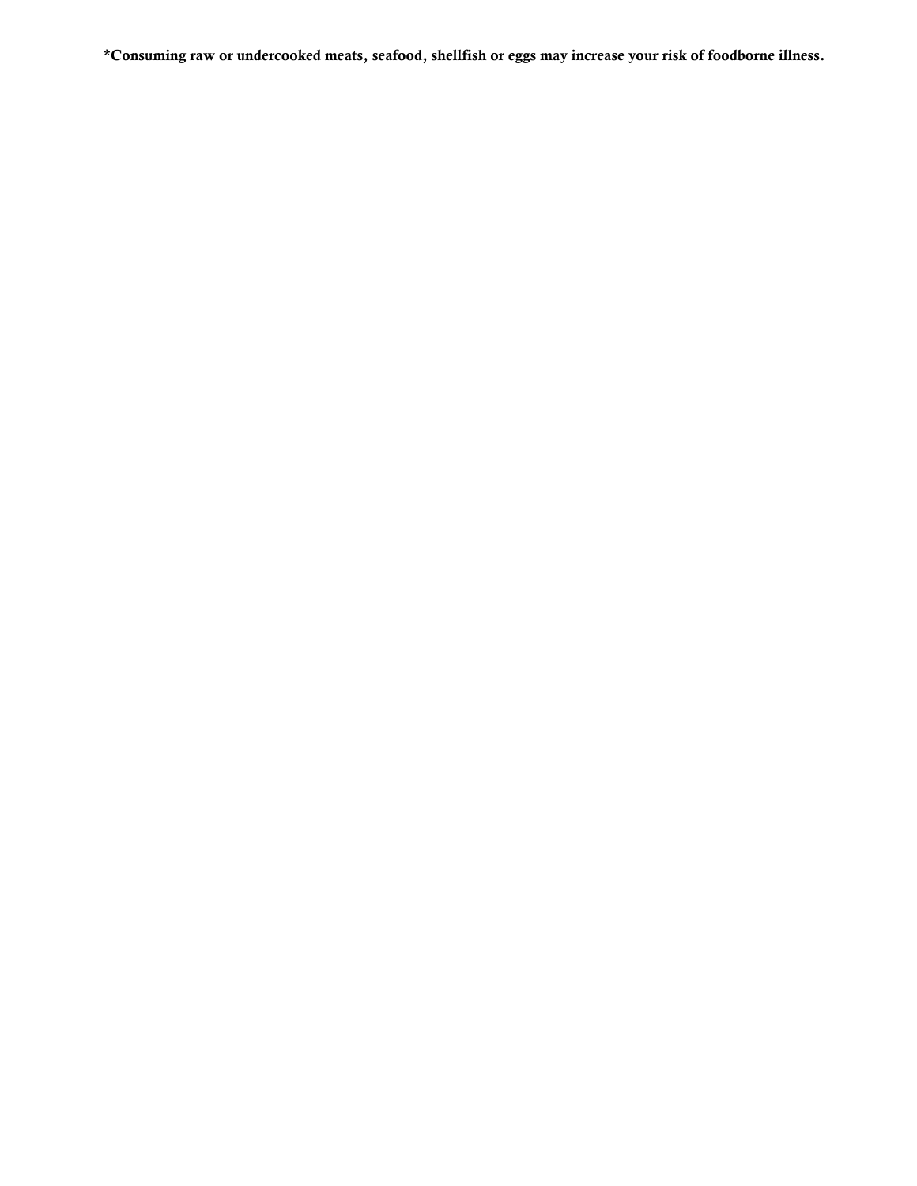**\*Consuming raw or undercooked meats, seafood, shellfish or eggs may increase your risk of foodborne illness.**